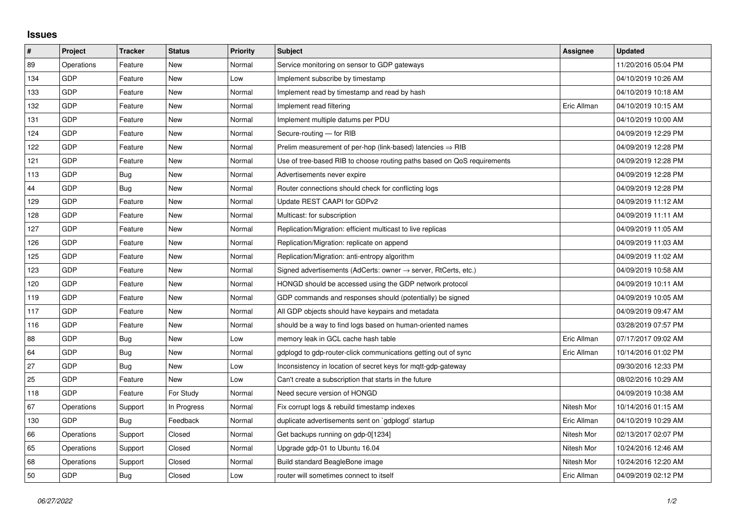# Issues

| # | Project | Tracker | Status | Priority | Subject | Assignee | Updated |
|---|---|---|---|---|---|---|---|
| 89 | Operations | Feature | New | Normal | Service monitoring on sensor to GDP gateways | | 11/20/2016 05:04 PM |
| 134 | GDP | Feature | New | Low | Implement subscribe by timestamp | | 04/10/2019 10:26 AM |
| 133 | GDP | Feature | New | Normal | Implement read by timestamp and read by hash | | 04/10/2019 10:18 AM |
| 132 | GDP | Feature | New | Normal | Implement read filtering | Eric Allman | 04/10/2019 10:15 AM |
| 131 | GDP | Feature | New | Normal | Implement multiple datums per PDU | | 04/10/2019 10:00 AM |
| 124 | GDP | Feature | New | Normal | Secure-routing — for RIB | | 04/09/2019 12:29 PM |
| 122 | GDP | Feature | New | Normal | Prelim measurement of per-hop (link-based) latencies ⇒ RIB | | 04/09/2019 12:28 PM |
| 121 | GDP | Feature | New | Normal | Use of tree-based RIB to choose routing paths based on QoS requirements | | 04/09/2019 12:28 PM |
| 113 | GDP | Bug | New | Normal | Advertisements never expire | | 04/09/2019 12:28 PM |
| 44 | GDP | Bug | New | Normal | Router connections should check for conflicting logs | | 04/09/2019 12:28 PM |
| 129 | GDP | Feature | New | Normal | Update REST CAAPI for GDPv2 | | 04/09/2019 11:12 AM |
| 128 | GDP | Feature | New | Normal | Multicast: for subscription | | 04/09/2019 11:11 AM |
| 127 | GDP | Feature | New | Normal | Replication/Migration: efficient multicast to live replicas | | 04/09/2019 11:05 AM |
| 126 | GDP | Feature | New | Normal | Replication/Migration: replicate on append | | 04/09/2019 11:03 AM |
| 125 | GDP | Feature | New | Normal | Replication/Migration: anti-entropy algorithm | | 04/09/2019 11:02 AM |
| 123 | GDP | Feature | New | Normal | Signed advertisements (AdCerts: owner → server, RtCerts, etc.) | | 04/09/2019 10:58 AM |
| 120 | GDP | Feature | New | Normal | HONGD should be accessed using the GDP network protocol | | 04/09/2019 10:11 AM |
| 119 | GDP | Feature | New | Normal | GDP commands and responses should (potentially) be signed | | 04/09/2019 10:05 AM |
| 117 | GDP | Feature | New | Normal | All GDP objects should have keypairs and metadata | | 04/09/2019 09:47 AM |
| 116 | GDP | Feature | New | Normal | should be a way to find logs based on human-oriented names | | 03/28/2019 07:57 PM |
| 88 | GDP | Bug | New | Low | memory leak in GCL cache hash table | Eric Allman | 07/17/2017 09:02 AM |
| 64 | GDP | Bug | New | Normal | gdplogd to gdp-router-click communications getting out of sync | Eric Allman | 10/14/2016 01:02 PM |
| 27 | GDP | Bug | New | Low | Inconsistency in location of secret keys for mqtt-gdp-gateway | | 09/30/2016 12:33 PM |
| 25 | GDP | Feature | New | Low | Can't create a subscription that starts in the future | | 08/02/2016 10:29 AM |
| 118 | GDP | Feature | For Study | Normal | Need secure version of HONGD | | 04/09/2019 10:38 AM |
| 67 | Operations | Support | In Progress | Normal | Fix corrupt logs & rebuild timestamp indexes | Nitesh Mor | 10/14/2016 01:15 AM |
| 130 | GDP | Bug | Feedback | Normal | duplicate advertisements sent on `gdplogd` startup | Eric Allman | 04/10/2019 10:29 AM |
| 66 | Operations | Support | Closed | Normal | Get backups running on gdp-0[1234] | Nitesh Mor | 02/13/2017 02:07 PM |
| 65 | Operations | Support | Closed | Normal | Upgrade gdp-01 to Ubuntu 16.04 | Nitesh Mor | 10/24/2016 12:46 AM |
| 68 | Operations | Support | Closed | Normal | Build standard BeagleBone image | Nitesh Mor | 10/24/2016 12:20 AM |
| 50 | GDP | Bug | Closed | Low | router will sometimes connect to itself | Eric Allman | 04/09/2019 02:12 PM |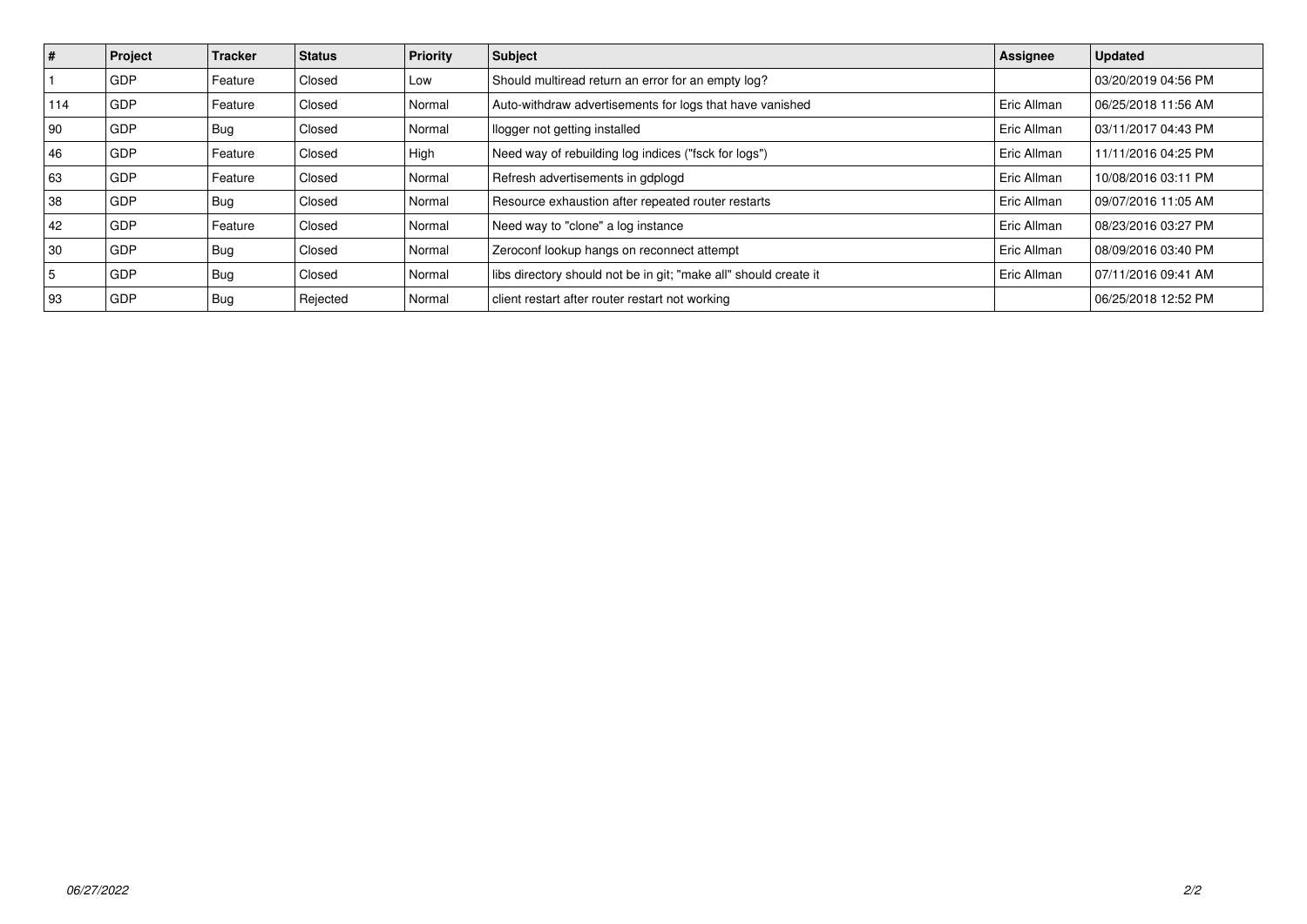| # | Project | Tracker | Status | Priority | Subject | Assignee | Updated |
|---|---|---|---|---|---|---|---|
| 1 | GDP | Feature | Closed | Low | Should multiread return an error for an empty log? | | 03/20/2019 04:56 PM |
| 114 | GDP | Feature | Closed | Normal | Auto-withdraw advertisements for logs that have vanished | Eric Allman | 06/25/2018 11:56 AM |
| 90 | GDP | Bug | Closed | Normal | llogger not getting installed | Eric Allman | 03/11/2017 04:43 PM |
| 46 | GDP | Feature | Closed | High | Need way of rebuilding log indices ("fsck for logs") | Eric Allman | 11/11/2016 04:25 PM |
| 63 | GDP | Feature | Closed | Normal | Refresh advertisements in gdplogd | Eric Allman | 10/08/2016 03:11 PM |
| 38 | GDP | Bug | Closed | Normal | Resource exhaustion after repeated router restarts | Eric Allman | 09/07/2016 11:05 AM |
| 42 | GDP | Feature | Closed | Normal | Need way to "clone" a log instance | Eric Allman | 08/23/2016 03:27 PM |
| 30 | GDP | Bug | Closed | Normal | Zeroconf lookup hangs on reconnect attempt | Eric Allman | 08/09/2016 03:40 PM |
| 5 | GDP | Bug | Closed | Normal | libs directory should not be in git; "make all" should create it | Eric Allman | 07/11/2016 09:41 AM |
| 93 | GDP | Bug | Rejected | Normal | client restart after router restart not working | | 06/25/2018 12:52 PM |

*06/27/2022*